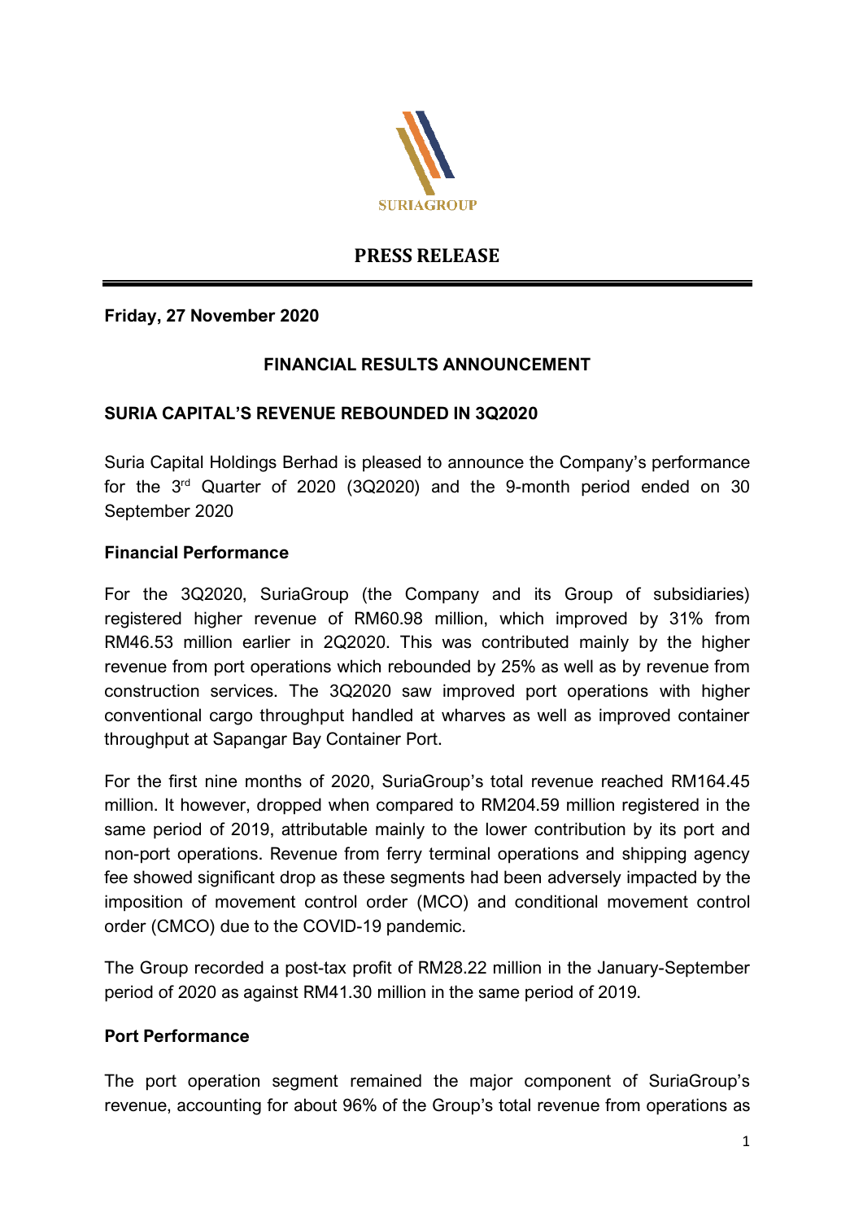SURIAGROUP

# PRESS RELEASE

**Friday, 27 November 2020**

**FINANCIAL RESULTS ANNOUNCEMENT**

**SURIA CAPITAL'S REVENUE REBOUNDED IN 3Q2020**

Suria Capital Holdings Berhad is pleased to announce the Company's performance for the 3rd Quarter of 2020 (3Q2020) and the 9-month period ended on 30 September 2020

**Financial Performance**

For the 3Q2020, SuriaGroup (the Company and its Group of subsidiaries) registered higher revenue of RM60.98 million, which improved by 31% from RM46.53 million earlier in 2Q2020. This was contributed mainly by the higher revenue from port operations which rebounded by 25% as well as by revenue from construction services. The 3Q2020 saw improved port operations with higher conventional cargo throughput handled at wharves as well as improved container throughput at Sapangar Bay Container Port.

For the first nine months of 2020, SuriaGroup's total revenue reached RM164.45 million. It however, dropped when compared to RM204.59 million registered in the same period of 2019, attributable mainly to the lower contribution by its port and non-port operations. Revenue from ferry terminal operations and shipping agency fee showed significant drop as these segments had been adversely impacted by the imposition of movement control order (MCO) and conditional movement control order (CMCO) due to the COVID-19 pandemic.

The Group recorded a post-tax profit of RM28.22 million in the January-September period of 2020 as against RM41.30 million in the same period of 2019.

**Port Performance**

The port operation segment remained the major component of SuriaGroup's revenue, accounting for about 96% of the Group's total revenue from operations as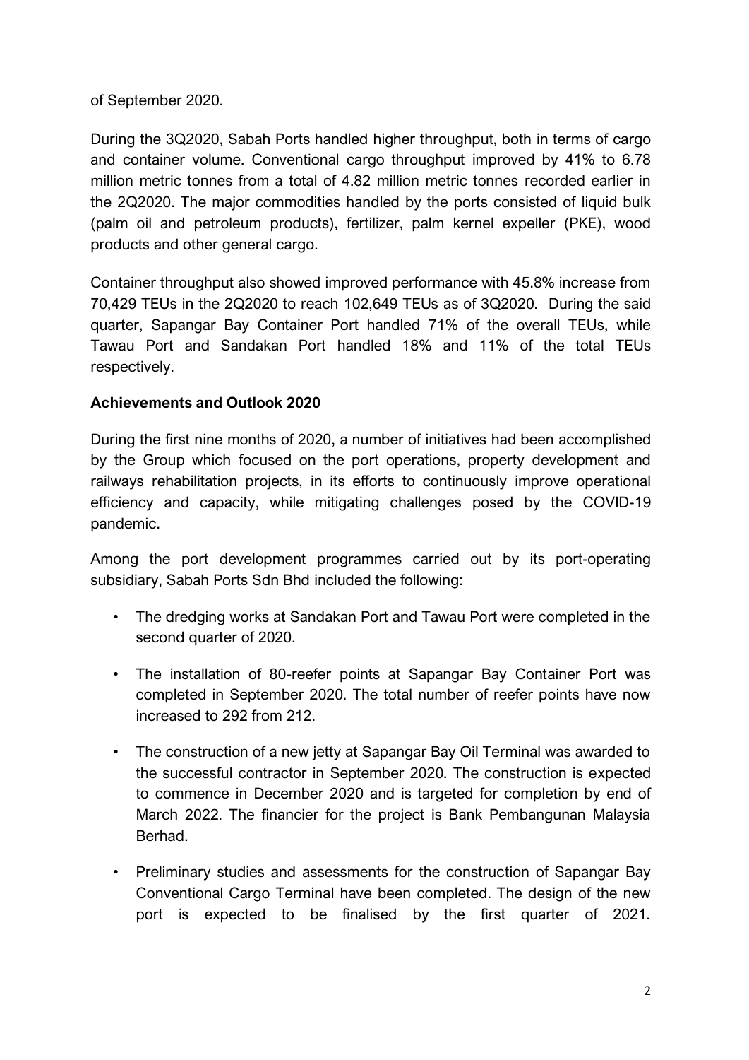of September 2020.

During the 3Q2020, Sabah Ports handled higher throughput, both in terms of cargo and container volume. Conventional cargo throughput improved by 41% to 6.78 million metric tonnes from a total of 4.82 million metric tonnes recorded earlier in the 2Q2020. The major commodities handled by the ports consisted of liquid bulk (palm oil and petroleum products), fertilizer, palm kernel expeller (PKE), wood products and other general cargo.

Container throughput also showed improved performance with 45.8% increase from 70,429 TEUs in the 2Q2020 to reach 102,649 TEUs as of 3Q2020. During the said quarter, Sapangar Bay Container Port handled 71% of the overall TEUs, while Tawau Port and Sandakan Port handled 18% and 11% of the total TEUs respectively.

**Achievements and Outlook 2020**

During the first nine months of 2020, a number of initiatives had been accomplished by the Group which focused on the port operations, property development and railways rehabilitation projects, in its efforts to continuously improve operational efficiency and capacity, while mitigating challenges posed by the COVID-19 pandemic.

Among the port development programmes carried out by its port-operating subsidiary, Sabah Ports Sdn Bhd included the following:

- The dredging works at Sandakan Port and Tawau Port were completed in the second quarter of 2020.
- The installation of 80-reefer points at Sapangar Bay Container Port was completed in September 2020. The total number of reefer points have now increased to 292 from 212.
- The construction of a new jetty at Sapangar Bay Oil Terminal was awarded to the successful contractor in September 2020. The construction is expected to commence in December 2020 and is targeted for completion by end of March 2022. The financier for the project is Bank Pembangunan Malaysia Berhad.
- Preliminary studies and assessments for the construction of Sapangar Bay Conventional Cargo Terminal have been completed. The design of the new port is expected to be finalised by the first quarter of 2021.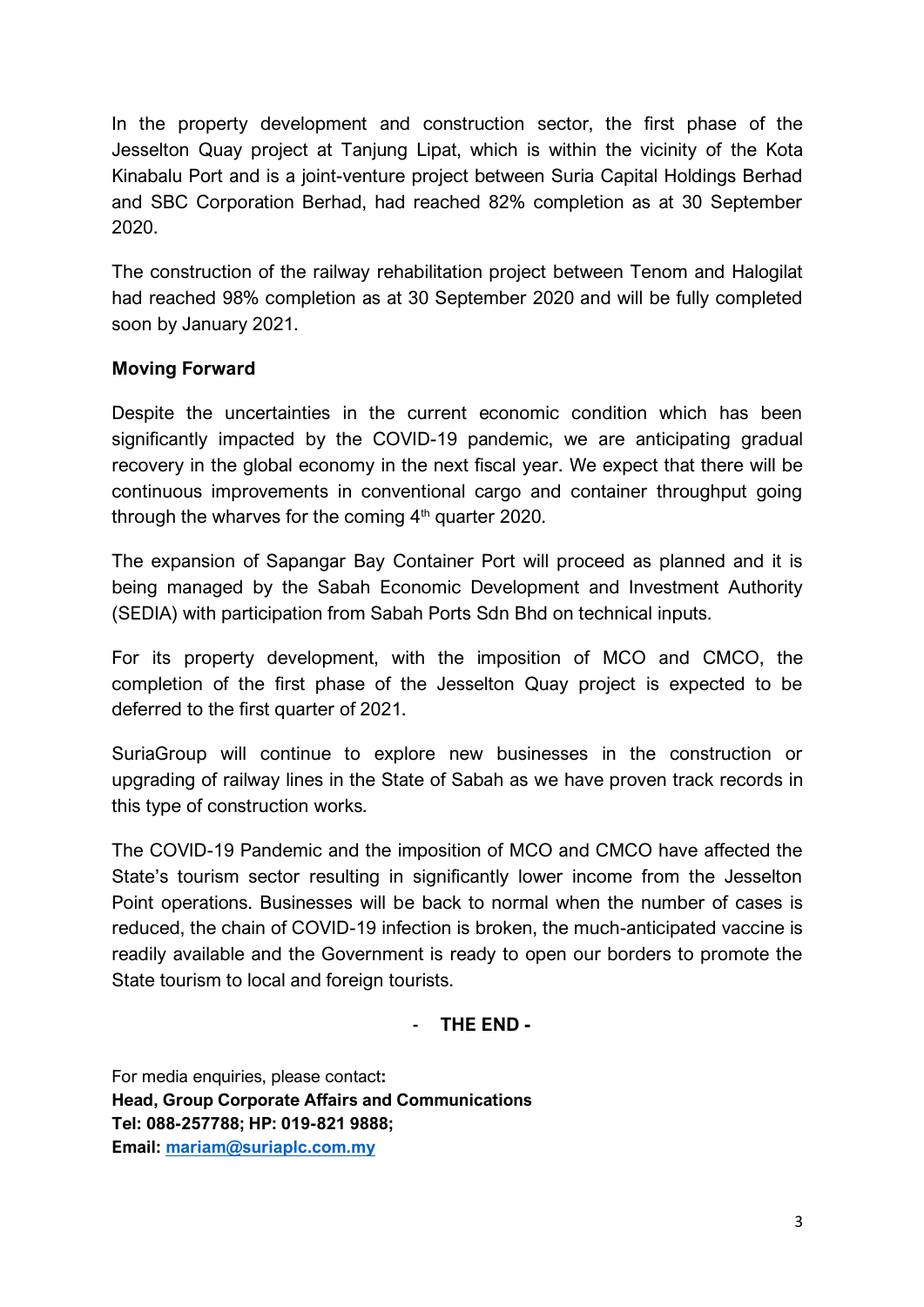In the property development and construction sector, the first phase of the Jesselton Quay project at Tanjung Lipat, which is within the vicinity of the Kota Kinabalu Port and is a joint-venture project between Suria Capital Holdings Berhad and SBC Corporation Berhad, had reached 82% completion as at 30 September 2020.

The construction of the railway rehabilitation project between Tenom and Halogilat had reached 98% completion as at 30 September 2020 and will be fully completed soon by January 2021.

**Moving Forward**

Despite the uncertainties in the current economic condition which has been significantly impacted by the COVID-19 pandemic, we are anticipating gradual recovery in the global economy in the next fiscal year. We expect that there will be continuous improvements in conventional cargo and container throughput going through the wharves for the coming 4th quarter 2020.

The expansion of Sapangar Bay Container Port will proceed as planned and it is being managed by the Sabah Economic Development and Investment Authority (SEDIA) with participation from Sabah Ports Sdn Bhd on technical inputs.

For its property development, with the imposition of MCO and CMCO, the completion of the first phase of the Jesselton Quay project is expected to be deferred to the first quarter of 2021.

SuriaGroup will continue to explore new businesses in the construction or upgrading of railway lines in the State of Sabah as we have proven track records in this type of construction works.

The COVID-19 Pandemic and the imposition of MCO and CMCO have affected the State's tourism sector resulting in significantly lower income from the Jesselton Point operations. Businesses will be back to normal when the number of cases is reduced, the chain of COVID-19 infection is broken, the much-anticipated vaccine is readily available and the Government is ready to open our borders to promote the State tourism to local and foreign tourists.

**- THE END -**

For media enquiries, please contact**:**
**Head, Group Corporate Affairs and Communications**
**Tel: 088-257788; HP: 019-821 9888;**
**Email: mariam@suriaplc.com.my**